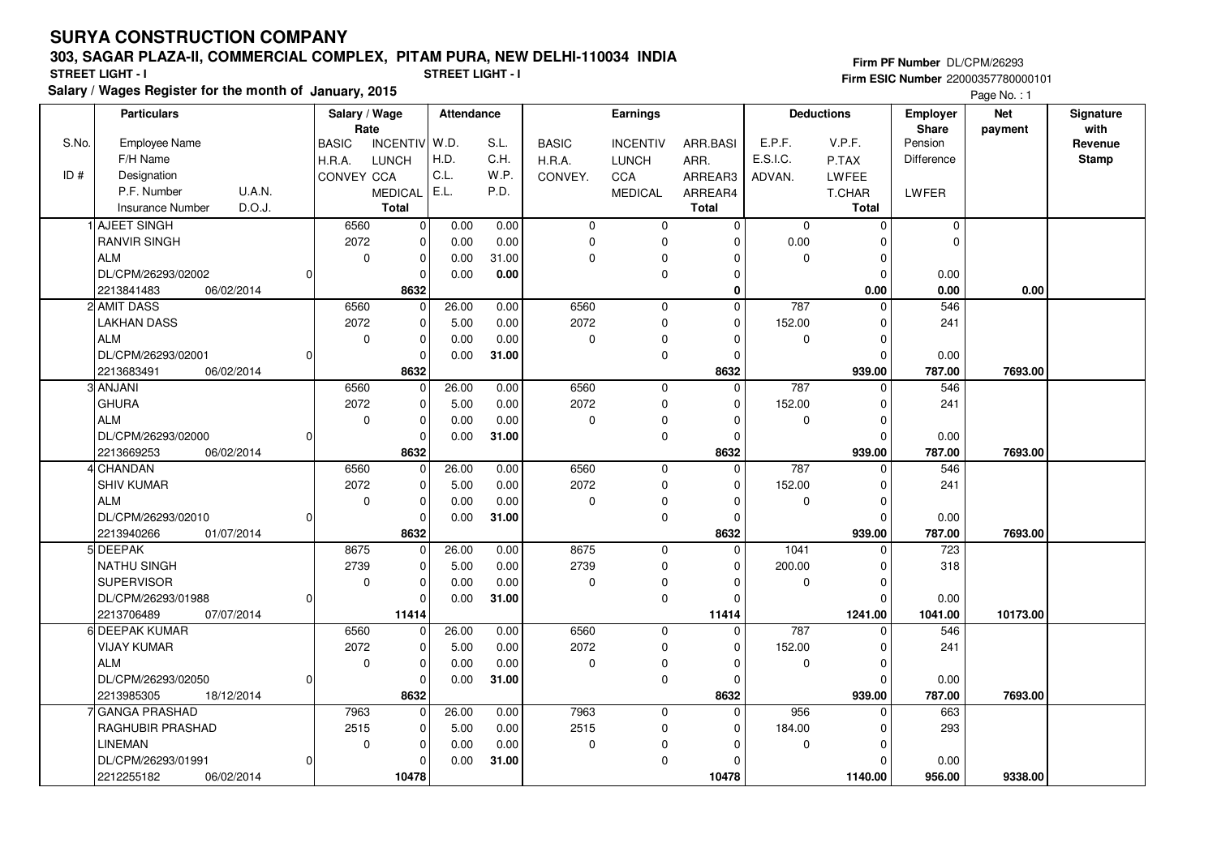# SURYA CONSTRUCTION COMPANY

## 303, SAGAR PLAZA-II, COMMERCIAL COMPLEX, PITAM PURA, NEW DELHI-110034 INDIA

**STREET LIGHT - I** **STREET LIGHT - I**

**Salary / Wages Register for the month of January, 2015**

**Firm PF Number** DL/CPM/26293
**Firm ESIC Number** 22000357780000101

Page No. : 1

| S.No. / ID # | Particulars: Employee Name / F/H Name / Designation / P.F. Number, U.A.N. / Insurance Number, D.O.J. | Salary / Wage Rate: BASIC / H.R.A. / CONVEY | INCENTIV / LUNCH / CCA / MEDICAL / Total | Attendance: W.D. / H.D. / C.L. / E.L. | S.L. / C.H. / W.P. / P.D. | Earnings: BASIC / H.R.A. / CONVEY. | INCENTIV / LUNCH / CCA / MEDICAL | ARR.BASI / ARR. / ARREAR3 / ARREAR4 / Total | Deductions: E.P.F. / E.S.I.C. / ADVAN. | V.P.F. / P.TAX / LWFEE / T.CHAR / Total | Employer Share: Pension / Difference / LWFER | Net payment | Signature with Revenue Stamp |
|---|---|---|---|---|---|---|---|---|---|---|---|---|---|
| 1 | AJEET SINGH | 6560 | 0 | 0.00 | 0.00 | 0 | 0 | 0 | 0 | 0 | 0 | | |
| | RANVIR SINGH | 2072 | 0 | 0.00 | 0.00 | 0 | 0 | 0 | 0.00 | 0 | 0 | | |
| | ALM | 0 | 0 | 0.00 | 31.00 | 0 | 0 | 0 | 0 | 0 | | | |
| | DL/CPM/26293/02002 0 | | 0 | 0.00 | **0.00** | | 0 | 0 | | 0 | 0.00 | | |
| | 2213841483 06/02/2014 | | **8632** | | | | | **0** | | **0.00** | **0.00** | **0.00** | |
| 2 | AMIT DASS | 6560 | 0 | 26.00 | 0.00 | 6560 | 0 | 0 | 787 | 0 | 546 | | |
| | LAKHAN DASS | 2072 | 0 | 5.00 | 0.00 | 2072 | 0 | 0 | 152.00 | 0 | 241 | | |
| | ALM | 0 | 0 | 0.00 | 0.00 | 0 | 0 | 0 | 0 | 0 | | | |
| | DL/CPM/26293/02001 0 | | 0 | 0.00 | **31.00** | | 0 | 0 | | 0 | 0.00 | | |
| | 2213683491 06/02/2014 | | **8632** | | | | | **8632** | | **939.00** | **787.00** | **7693.00** | |
| 3 | ANJANI | 6560 | 0 | 26.00 | 0.00 | 6560 | 0 | 0 | 787 | 0 | 546 | | |
| | GHURA | 2072 | 0 | 5.00 | 0.00 | 2072 | 0 | 0 | 152.00 | 0 | 241 | | |
| | ALM | 0 | 0 | 0.00 | 0.00 | 0 | 0 | 0 | 0 | 0 | | | |
| | DL/CPM/26293/02000 0 | | 0 | 0.00 | **31.00** | | 0 | 0 | | 0 | 0.00 | | |
| | 2213669253 06/02/2014 | | **8632** | | | | | **8632** | | **939.00** | **787.00** | **7693.00** | |
| 4 | CHANDAN | 6560 | 0 | 26.00 | 0.00 | 6560 | 0 | 0 | 787 | 0 | 546 | | |
| | SHIV KUMAR | 2072 | 0 | 5.00 | 0.00 | 2072 | 0 | 0 | 152.00 | 0 | 241 | | |
| | ALM | 0 | 0 | 0.00 | 0.00 | 0 | 0 | 0 | 0 | 0 | | | |
| | DL/CPM/26293/02010 0 | | 0 | 0.00 | **31.00** | | 0 | 0 | | 0 | 0.00 | | |
| | 2213940266 01/07/2014 | | **8632** | | | | | **8632** | | **939.00** | **787.00** | **7693.00** | |
| 5 | DEEPAK | 8675 | 0 | 26.00 | 0.00 | 8675 | 0 | 0 | 1041 | 0 | 723 | | |
| | NATHU SINGH | 2739 | 0 | 5.00 | 0.00 | 2739 | 0 | 0 | 200.00 | 0 | 318 | | |
| | SUPERVISOR | 0 | 0 | 0.00 | 0.00 | 0 | 0 | 0 | 0 | 0 | | | |
| | DL/CPM/26293/01988 0 | | 0 | 0.00 | **31.00** | | 0 | 0 | | 0 | 0.00 | | |
| | 2213706489 07/07/2014 | | **11414** | | | | | **11414** | | **1241.00** | **1041.00** | **10173.00** | |
| 6 | DEEPAK KUMAR | 6560 | 0 | 26.00 | 0.00 | 6560 | 0 | 0 | 787 | 0 | 546 | | |
| | VIJAY KUMAR | 2072 | 0 | 5.00 | 0.00 | 2072 | 0 | 0 | 152.00 | 0 | 241 | | |
| | ALM | 0 | 0 | 0.00 | 0.00 | 0 | 0 | 0 | 0 | 0 | | | |
| | DL/CPM/26293/02050 0 | | 0 | 0.00 | **31.00** | | 0 | 0 | | 0 | 0.00 | | |
| | 2213985305 18/12/2014 | | **8632** | | | | | **8632** | | **939.00** | **787.00** | **7693.00** | |
| 7 | GANGA PRASHAD | 7963 | 0 | 26.00 | 0.00 | 7963 | 0 | 0 | 956 | 0 | 663 | | |
| | RAGHUBIR PRASHAD | 2515 | 0 | 5.00 | 0.00 | 2515 | 0 | 0 | 184.00 | 0 | 293 | | |
| | LINEMAN | 0 | 0 | 0.00 | 0.00 | 0 | 0 | 0 | 0 | 0 | | | |
| | DL/CPM/26293/01991 0 | | 0 | 0.00 | **31.00** | | 0 | 0 | | 0 | 0.00 | | |
| | 2212255182 06/02/2014 | | **10478** | | | | | **10478** | | **1140.00** | **956.00** | **9338.00** | |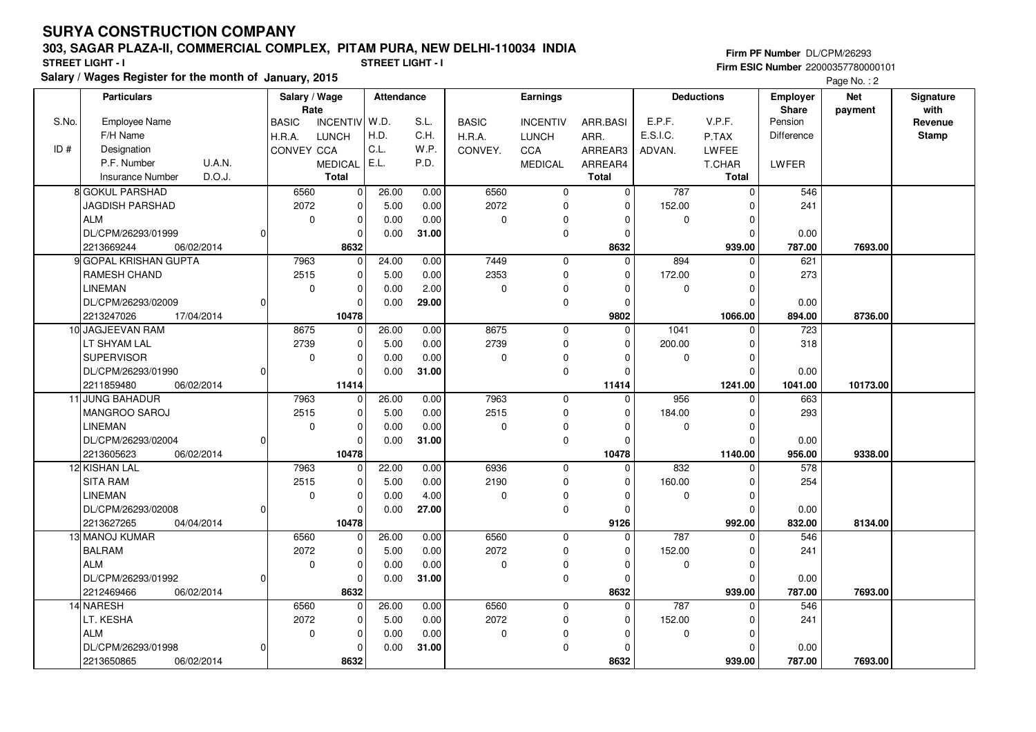# SURYA CONSTRUCTION COMPANY

## 303, SAGAR PLAZA-II, COMMERCIAL COMPLEX, PITAM PURA, NEW DELHI-110034 INDIA

**STREET LIGHT - I** &nbsp;&nbsp;&nbsp;&nbsp; **STREET LIGHT - I**

**Salary / Wages Register for the month of January, 2015**

**Firm PF Number** DL/CPM/26293
**Firm ESIC Number** 22000357780000101

| S.No. / ID # | Particulars: Employee Name / F/H Name / Designation / P.F. Number / U.A.N. / Insurance Number / D.O.J. | Salary / Wage Rate: BASIC / H.R.A. / CONVEY | INCENTIV / LUNCH / CCA / MEDICAL / Total | Attendance: W.D. / H.D. / C.L. / E.L. | S.L. / C.H. / W.P. / P.D. | Earnings: BASIC / H.R.A. / CONVEY. | INCENTIV / LUNCH / CCA / MEDICAL | ARR.BASI / ARR. / ARREAR3 / ARREAR4 / Total | Deductions: E.P.F. / E.S.I.C. / ADVAN. | V.P.F. / P.TAX / LWFEE / T.CHAR / Total | Employer Share: Pension / Difference / LWFER | Net payment | Signature with Revenue Stamp |
|---|---|---|---|---|---|---|---|---|---|---|---|---|---|
| 8 | GOKUL PARSHAD / JAGDISH PARSHAD / ALM / DL/CPM/26293/01999 / 0 / 2213669244 / 06/02/2014 | 6560 / 2072 / 0 | 0 / 0 / 0 / 0 / 8632 | 26.00 / 5.00 / 0.00 / 0.00 | 0.00 / 0.00 / 0.00 / 31.00 | 6560 / 2072 / 0 | 0 / 0 / 0 / 0 | 0 / 0 / 0 / 0 / 8632 | 787 / 152.00 / 0 | 0 / 0 / 0 / 0 / 939.00 | 546 / 241 / 0.00 / 787.00 | 7693.00 | |
| 9 | GOPAL KRISHAN GUPTA / RAMESH CHAND / LINEMAN / DL/CPM/26293/02009 / 0 / 2213247026 / 17/04/2014 | 7963 / 2515 / 0 | 0 / 0 / 0 / 0 / 10478 | 24.00 / 5.00 / 0.00 / 0.00 | 0.00 / 0.00 / 2.00 / 29.00 | 7449 / 2353 / 0 | 0 / 0 / 0 / 0 | 0 / 0 / 0 / 0 / 9802 | 894 / 172.00 / 0 | 0 / 0 / 0 / 0 / 1066.00 | 621 / 273 / 0.00 / 894.00 | 8736.00 | |
| 10 | JAGJEEVAN RAM / LT SHYAM LAL / SUPERVISOR / DL/CPM/26293/01990 / 0 / 2211859480 / 06/02/2014 | 8675 / 2739 / 0 | 0 / 0 / 0 / 0 / 11414 | 26.00 / 5.00 / 0.00 / 0.00 | 0.00 / 0.00 / 0.00 / 31.00 | 8675 / 2739 / 0 | 0 / 0 / 0 / 0 | 0 / 0 / 0 / 0 / 11414 | 1041 / 200.00 / 0 | 0 / 0 / 0 / 0 / 1241.00 | 723 / 318 / 0.00 / 1041.00 | 10173.00 | |
| 11 | JUNG BAHADUR / MANGROO SAROJ / LINEMAN / DL/CPM/26293/02004 / 0 / 2213605623 / 06/02/2014 | 7963 / 2515 / 0 | 0 / 0 / 0 / 0 / 10478 | 26.00 / 5.00 / 0.00 / 0.00 | 0.00 / 0.00 / 0.00 / 31.00 | 7963 / 2515 / 0 | 0 / 0 / 0 / 0 | 0 / 0 / 0 / 0 / 10478 | 956 / 184.00 / 0 | 0 / 0 / 0 / 0 / 1140.00 | 663 / 293 / 0.00 / 956.00 | 9338.00 | |
| 12 | KISHAN LAL / SITA RAM / LINEMAN / DL/CPM/26293/02008 / 0 / 2213627265 / 04/04/2014 | 7963 / 2515 / 0 | 0 / 0 / 0 / 0 / 10478 | 22.00 / 5.00 / 0.00 / 0.00 | 0.00 / 0.00 / 4.00 / 27.00 | 6936 / 2190 / 0 | 0 / 0 / 0 / 0 | 0 / 0 / 0 / 0 / 9126 | 832 / 160.00 / 0 | 0 / 0 / 0 / 0 / 992.00 | 578 / 254 / 0.00 / 832.00 | 8134.00 | |
| 13 | MANOJ KUMAR / BALRAM / ALM / DL/CPM/26293/01992 / 0 / 2212469466 / 06/02/2014 | 6560 / 2072 / 0 | 0 / 0 / 0 / 0 / 8632 | 26.00 / 5.00 / 0.00 / 0.00 | 0.00 / 0.00 / 0.00 / 31.00 | 6560 / 2072 / 0 | 0 / 0 / 0 / 0 | 0 / 0 / 0 / 0 / 8632 | 787 / 152.00 / 0 | 0 / 0 / 0 / 0 / 939.00 | 546 / 241 / 0.00 / 787.00 | 7693.00 | |
| 14 | NARESH / LT. KESHA / ALM / DL/CPM/26293/01998 / 0 / 2213650865 / 06/02/2014 | 6560 / 2072 / 0 | 0 / 0 / 0 / 0 / 8632 | 26.00 / 5.00 / 0.00 / 0.00 | 0.00 / 0.00 / 0.00 / 31.00 | 6560 / 2072 / 0 | 0 / 0 / 0 / 0 | 0 / 0 / 0 / 0 / 8632 | 787 / 152.00 / 0 | 0 / 0 / 0 / 0 / 939.00 | 546 / 241 / 0.00 / 787.00 | 7693.00 | |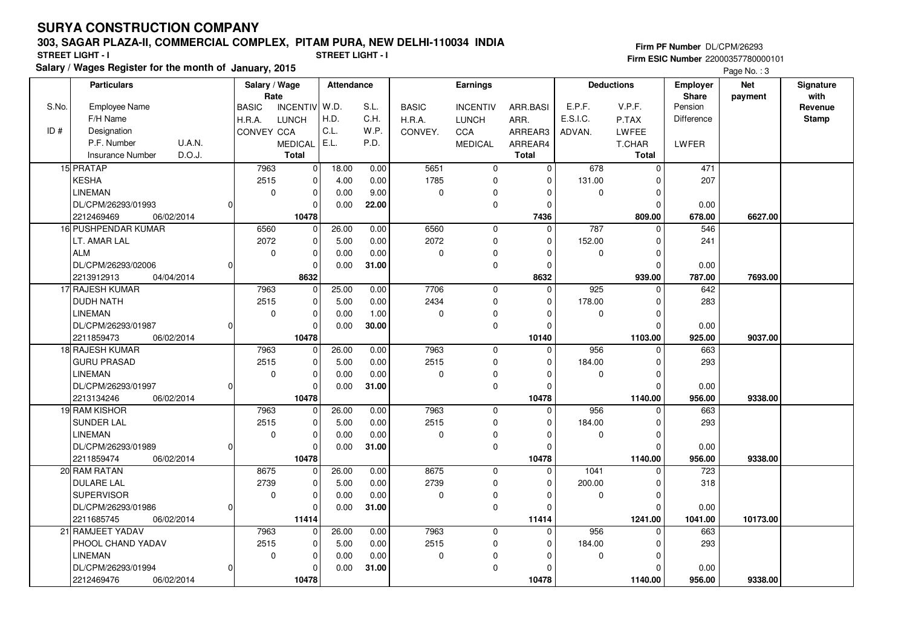# SURYA CONSTRUCTION COMPANY

**303, SAGAR PLAZA-II, COMMERCIAL COMPLEX, PITAM PURA, NEW DELHI-110034 INDIA**

**STREET LIGHT - I** **STREET LIGHT - I**

**Salary / Wages Register for the month of January, 2015**

**Firm PF Number** DL/CPM/26293
**Firm ESIC Number** 22000357780000101

Page No. : 3

| S.No. / ID # | Particulars: Employee Name / F/H Name / Designation / P.F. Number U.A.N. / Insurance Number D.O.J. | Salary / Wage Rate: BASIC / H.R.A. / CONVEY | INCENTIV / LUNCH / CCA / MEDICAL / Total | Attendance: W.D. / H.D. / C.L. / E.L. | S.L. / C.H. / W.P. / P.D. | Earnings: BASIC / H.R.A. / CONVEY. | INCENTIV / LUNCH / CCA / MEDICAL | ARR.BASI / ARR. / ARREAR3 / ARREAR4 / Total | Deductions: E.P.F. / E.S.I.C. / ADVAN. | V.P.F. / P.TAX / LWFEE / T.CHAR / Total | Employer Share: Pension / Difference / LWFER | Net payment | Signature with Revenue Stamp |
|---|---|---|---|---|---|---|---|---|---|---|---|---|---|
| 15 | PRATAP | 7963 | 0 | 18.00 | 0.00 | 5651 | 0 | 0 | 678 | 0 | 471 | | |
| | KESHA | 2515 | 0 | 4.00 | 0.00 | 1785 | 0 | 0 | 131.00 | 0 | 207 | | |
| | LINEMAN | 0 | 0 | 0.00 | 9.00 | 0 | 0 | 0 | 0 | 0 | | | |
| | DL/CPM/26293/01993 0 | | 0 | 0.00 | 22.00 | | 0 | 0 | | 0 | 0.00 | | |
| | 2212469469 06/02/2014 | | 10478 | | | | | 7436 | | 809.00 | 678.00 | 6627.00 | |
| 16 | PUSHPENDAR KUMAR | 6560 | 0 | 26.00 | 0.00 | 6560 | 0 | 0 | 787 | 0 | 546 | | |
| | LT. AMAR LAL | 2072 | 0 | 5.00 | 0.00 | 2072 | 0 | 0 | 152.00 | 0 | 241 | | |
| | ALM | 0 | 0 | 0.00 | 0.00 | 0 | 0 | 0 | 0 | 0 | | | |
| | DL/CPM/26293/02006 0 | | 0 | 0.00 | 31.00 | | 0 | 0 | | 0 | 0.00 | | |
| | 2213912913 04/04/2014 | | 8632 | | | | | 8632 | | 939.00 | 787.00 | 7693.00 | |
| 17 | RAJESH KUMAR | 7963 | 0 | 25.00 | 0.00 | 7706 | 0 | 0 | 925 | 0 | 642 | | |
| | DUDH NATH | 2515 | 0 | 5.00 | 0.00 | 2434 | 0 | 0 | 178.00 | 0 | 283 | | |
| | LINEMAN | 0 | 0 | 0.00 | 1.00 | 0 | 0 | 0 | 0 | 0 | | | |
| | DL/CPM/26293/01987 0 | | 0 | 0.00 | 30.00 | | 0 | 0 | | 0 | 0.00 | | |
| | 2211859473 06/02/2014 | | 10478 | | | | | 10140 | | 1103.00 | 925.00 | 9037.00 | |
| 18 | RAJESH KUMAR | 7963 | 0 | 26.00 | 0.00 | 7963 | 0 | 0 | 956 | 0 | 663 | | |
| | GURU PRASAD | 2515 | 0 | 5.00 | 0.00 | 2515 | 0 | 0 | 184.00 | 0 | 293 | | |
| | LINEMAN | 0 | 0 | 0.00 | 0.00 | 0 | 0 | 0 | 0 | 0 | | | |
| | DL/CPM/26293/01997 0 | | 0 | 0.00 | 31.00 | | 0 | 0 | | 0 | 0.00 | | |
| | 2213134246 06/02/2014 | | 10478 | | | | | 10478 | | 1140.00 | 956.00 | 9338.00 | |
| 19 | RAM KISHOR | 7963 | 0 | 26.00 | 0.00 | 7963 | 0 | 0 | 956 | 0 | 663 | | |
| | SUNDER LAL | 2515 | 0 | 5.00 | 0.00 | 2515 | 0 | 0 | 184.00 | 0 | 293 | | |
| | LINEMAN | 0 | 0 | 0.00 | 0.00 | 0 | 0 | 0 | 0 | 0 | | | |
| | DL/CPM/26293/01989 0 | | 0 | 0.00 | 31.00 | | 0 | 0 | | 0 | 0.00 | | |
| | 2211859474 06/02/2014 | | 10478 | | | | | 10478 | | 1140.00 | 956.00 | 9338.00 | |
| 20 | RAM RATAN | 8675 | 0 | 26.00 | 0.00 | 8675 | 0 | 0 | 1041 | 0 | 723 | | |
| | DULARE LAL | 2739 | 0 | 5.00 | 0.00 | 2739 | 0 | 0 | 200.00 | 0 | 318 | | |
| | SUPERVISOR | 0 | 0 | 0.00 | 0.00 | 0 | 0 | 0 | 0 | 0 | | | |
| | DL/CPM/26293/01986 0 | | 0 | 0.00 | 31.00 | | 0 | 0 | | 0 | 0.00 | | |
| | 2211685745 06/02/2014 | | 11414 | | | | | 11414 | | 1241.00 | 1041.00 | 10173.00 | |
| 21 | RAMJEET YADAV | 7963 | 0 | 26.00 | 0.00 | 7963 | 0 | 0 | 956 | 0 | 663 | | |
| | PHOOL CHAND YADAV | 2515 | 0 | 5.00 | 0.00 | 2515 | 0 | 0 | 184.00 | 0 | 293 | | |
| | LINEMAN | 0 | 0 | 0.00 | 0.00 | 0 | 0 | 0 | 0 | 0 | | | |
| | DL/CPM/26293/01994 0 | | 0 | 0.00 | 31.00 | | 0 | 0 | | 0 | 0.00 | | |
| | 2212469476 06/02/2014 | | 10478 | | | | | 10478 | | 1140.00 | 956.00 | 9338.00 | |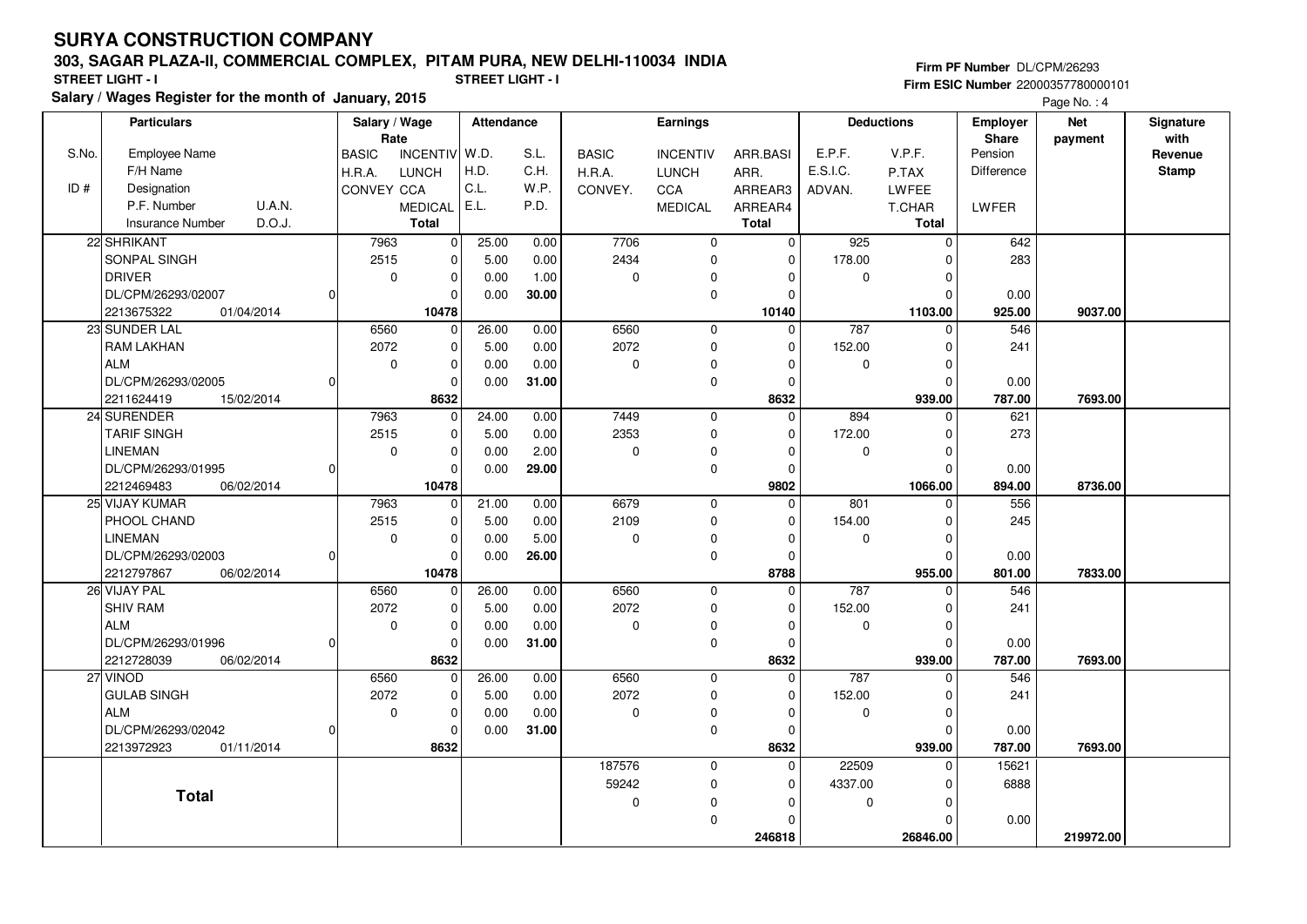# SURYA CONSTRUCTION COMPANY

**303, SAGAR PLAZA-II, COMMERCIAL COMPLEX, PITAM PURA, NEW DELHI-110034 INDIA**

**STREET LIGHT - I** **STREET LIGHT - I**

**Salary / Wages Register for the month of January, 2015**

**Firm PF Number** DL/CPM/26293
**Firm ESIC Number** 22000357780000101

| S.No. / ID # | Particulars: Employee Name / F/H Name / Designation / P.F. Number / U.A.N. / Insurance Number / D.O.J. | Salary / Wage Rate: BASIC / H.R.A. / CONVEY | INCENTIV / LUNCH / CCA / MEDICAL / Total | Attendance: W.D. / H.D. / C.L. / E.L. | S.L. / C.H. / W.P. / P.D. | Earnings: BASIC / H.R.A. / CONVEY. | INCENTIV / LUNCH / CCA / MEDICAL | ARR.BASI / ARR. / ARREAR3 / ARREAR4 / Total | Deductions: E.P.F. / E.S.I.C. / ADVAN. | V.P.F. / P.TAX / LWFEE / T.CHAR / Total | Employer Share: Pension / Difference / LWFER | Net payment | Signature with Revenue Stamp |
|---|---|---|---|---|---|---|---|---|---|---|---|---|---|
| 22 | SHRIKANT / SONPAL SINGH / DRIVER / DL/CPM/26293/02007 / 0 / 2213675322 / 01/04/2014 | 7963 / 2515 / 0 | 0 / 0 / 0 / 0 / 10478 | 25.00 / 5.00 / 0.00 / 0.00 | 0.00 / 0.00 / 1.00 / 30.00 | 7706 / 2434 / 0 | 0 / 0 / 0 / 0 | 0 / 0 / 0 / 0 / 10140 | 925 / 178.00 / 0 | 0 / 0 / 0 / 0 / 1103.00 | 642 / 283 / 0.00 / 925.00 | 9037.00 | |
| 23 | SUNDER LAL / RAM LAKHAN / ALM / DL/CPM/26293/02005 / 0 / 2211624419 / 15/02/2014 | 6560 / 2072 / 0 | 0 / 0 / 0 / 0 / 8632 | 26.00 / 5.00 / 0.00 / 0.00 | 0.00 / 0.00 / 0.00 / 31.00 | 6560 / 2072 / 0 | 0 / 0 / 0 / 0 | 0 / 0 / 0 / 0 / 8632 | 787 / 152.00 / 0 | 0 / 0 / 0 / 0 / 939.00 | 546 / 241 / 0.00 / 787.00 | 7693.00 | |
| 24 | SURENDER / TARIF SINGH / LINEMAN / DL/CPM/26293/01995 / 0 / 2212469483 / 06/02/2014 | 7963 / 2515 / 0 | 0 / 0 / 0 / 0 / 10478 | 24.00 / 5.00 / 0.00 / 0.00 | 0.00 / 0.00 / 2.00 / 29.00 | 7449 / 2353 / 0 | 0 / 0 / 0 / 0 | 0 / 0 / 0 / 0 / 9802 | 894 / 172.00 / 0 | 0 / 0 / 0 / 0 / 1066.00 | 621 / 273 / 0.00 / 894.00 | 8736.00 | |
| 25 | VIJAY KUMAR / PHOOL CHAND / LINEMAN / DL/CPM/26293/02003 / 0 / 2212797867 / 06/02/2014 | 7963 / 2515 / 0 | 0 / 0 / 0 / 0 / 10478 | 21.00 / 5.00 / 0.00 / 0.00 | 0.00 / 0.00 / 5.00 / 26.00 | 6679 / 2109 / 0 | 0 / 0 / 0 / 0 | 0 / 0 / 0 / 0 / 8788 | 801 / 154.00 / 0 | 0 / 0 / 0 / 0 / 955.00 | 556 / 245 / 0.00 / 801.00 | 7833.00 | |
| 26 | VIJAY PAL / SHIV RAM / ALM / DL/CPM/26293/01996 / 0 / 2212728039 / 06/02/2014 | 6560 / 2072 / 0 | 0 / 0 / 0 / 0 / 8632 | 26.00 / 5.00 / 0.00 / 0.00 | 0.00 / 0.00 / 0.00 / 31.00 | 6560 / 2072 / 0 | 0 / 0 / 0 / 0 | 0 / 0 / 0 / 0 / 8632 | 787 / 152.00 / 0 | 0 / 0 / 0 / 0 / 939.00 | 546 / 241 / 0.00 / 787.00 | 7693.00 | |
| 27 | VINOD / GULAB SINGH / ALM / DL/CPM/26293/02042 / 0 / 2213972923 / 01/11/2014 | 6560 / 2072 / 0 | 0 / 0 / 0 / 0 / 8632 | 26.00 / 5.00 / 0.00 / 0.00 | 0.00 / 0.00 / 0.00 / 31.00 | 6560 / 2072 / 0 | 0 / 0 / 0 / 0 | 0 / 0 / 0 / 0 / 8632 | 787 / 152.00 / 0 | 0 / 0 / 0 / 0 / 939.00 | 546 / 241 / 0.00 / 787.00 | 7693.00 | |
| | **Total** | | | | | 187576 / 59242 / 0 | 0 / 0 / 0 / 0 | 0 / 0 / 0 / 0 / 246818 | 22509 / 4337.00 / 0 | 0 / 0 / 0 / 0 / 26846.00 | 15621 / 6888 / 0.00 | 219972.00 | |